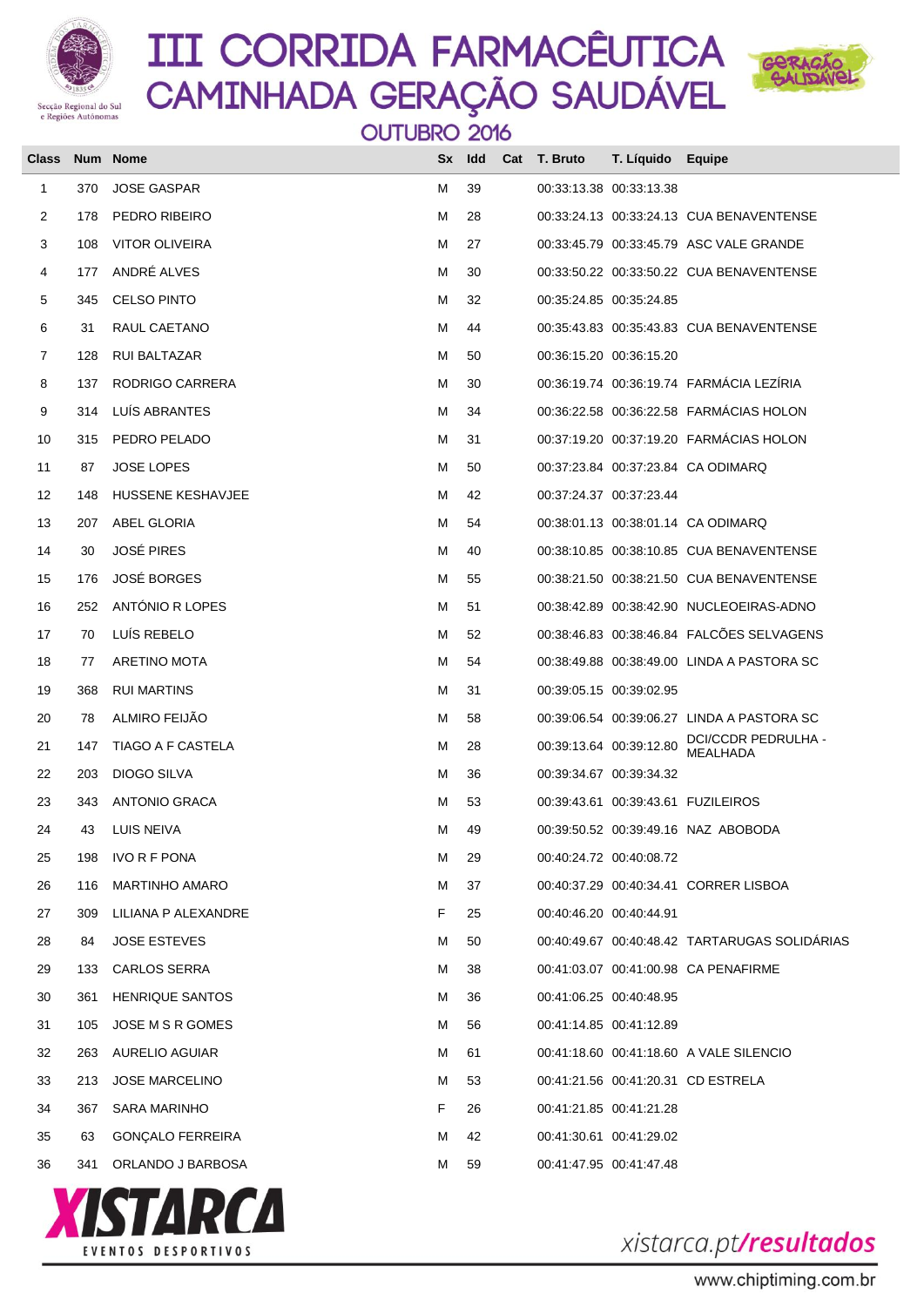# III CORRIDA FARMACÊUTICA
# CAMINHADA GERAÇÃO SAUDÁVEL

## OUTUBRO 2016

Secção Regional do Sul e Regiões Autónomas

| Class | Num | Nome | Sx | Idd | Cat | T. Bruto | T. Líquido | Equipe |
|---|---|---|---|---|---|---|---|---|
| 1 | 370 | JOSE GASPAR | M | 39 | | 00:33:13.38 | 00:33:13.38 | |
| 2 | 178 | PEDRO RIBEIRO | M | 28 | | 00:33:24.13 | 00:33:24.13 | CUA BENAVENTENSE |
| 3 | 108 | VITOR OLIVEIRA | M | 27 | | 00:33:45.79 | 00:33:45.79 | ASC VALE GRANDE |
| 4 | 177 | ANDRÉ ALVES | M | 30 | | 00:33:50.22 | 00:33:50.22 | CUA BENAVENTENSE |
| 5 | 345 | CELSO PINTO | M | 32 | | 00:35:24.85 | 00:35:24.85 | |
| 6 | 31 | RAUL CAETANO | M | 44 | | 00:35:43.83 | 00:35:43.83 | CUA BENAVENTENSE |
| 7 | 128 | RUI BALTAZAR | M | 50 | | 00:36:15.20 | 00:36:15.20 | |
| 8 | 137 | RODRIGO CARRERA | M | 30 | | 00:36:19.74 | 00:36:19.74 | FARMÁCIA LEZÍRIA |
| 9 | 314 | LUÍS ABRANTES | M | 34 | | 00:36:22.58 | 00:36:22.58 | FARMÁCIAS HOLON |
| 10 | 315 | PEDRO PELADO | M | 31 | | 00:37:19.20 | 00:37:19.20 | FARMÁCIAS HOLON |
| 11 | 87 | JOSE LOPES | M | 50 | | 00:37:23.84 | 00:37:23.84 | CA ODIMARQ |
| 12 | 148 | HUSSENE KESHAVJEE | M | 42 | | 00:37:24.37 | 00:37:23.44 | |
| 13 | 207 | ABEL GLORIA | M | 54 | | 00:38:01.13 | 00:38:01.14 | CA ODIMARQ |
| 14 | 30 | JOSÉ PIRES | M | 40 | | 00:38:10.85 | 00:38:10.85 | CUA BENAVENTENSE |
| 15 | 176 | JOSÉ BORGES | M | 55 | | 00:38:21.50 | 00:38:21.50 | CUA BENAVENTENSE |
| 16 | 252 | ANTÓNIO R LOPES | M | 51 | | 00:38:42.89 | 00:38:42.90 | NUCLEOEIRAS-ADNO |
| 17 | 70 | LUÍS REBELO | M | 52 | | 00:38:46.83 | 00:38:46.84 | FALCÕES SELVAGENS |
| 18 | 77 | ARETINO MOTA | M | 54 | | 00:38:49.88 | 00:38:49.00 | LINDA A PASTORA SC |
| 19 | 368 | RUI MARTINS | M | 31 | | 00:39:05.15 | 00:39:02.95 | |
| 20 | 78 | ALMIRO FEIJÃO | M | 58 | | 00:39:06.54 | 00:39:06.27 | LINDA A PASTORA SC |
| 21 | 147 | TIAGO A F CASTELA | M | 28 | | 00:39:13.64 | 00:39:12.80 | DCI/CCDR PEDRULHA - MEALHADA |
| 22 | 203 | DIOGO SILVA | M | 36 | | 00:39:34.67 | 00:39:34.32 | |
| 23 | 343 | ANTONIO GRACA | M | 53 | | 00:39:43.61 | 00:39:43.61 | FUZILEIROS |
| 24 | 43 | LUIS NEIVA | M | 49 | | 00:39:50.52 | 00:39:49.16 | NAZ ABOBODA |
| 25 | 198 | IVO R F PONA | M | 29 | | 00:40:24.72 | 00:40:08.72 | |
| 26 | 116 | MARTINHO AMARO | M | 37 | | 00:40:37.29 | 00:40:34.41 | CORRER LISBOA |
| 27 | 309 | LILIANA P ALEXANDRE | F | 25 | | 00:40:46.20 | 00:40:44.91 | |
| 28 | 84 | JOSE ESTEVES | M | 50 | | 00:40:49.67 | 00:40:48.42 | TARTARUGAS SOLIDÁRIAS |
| 29 | 133 | CARLOS SERRA | M | 38 | | 00:41:03.07 | 00:41:00.98 | CA PENAFIRME |
| 30 | 361 | HENRIQUE SANTOS | M | 36 | | 00:41:06.25 | 00:40:48.95 | |
| 31 | 105 | JOSE M S R GOMES | M | 56 | | 00:41:14.85 | 00:41:12.89 | |
| 32 | 263 | AURELIO AGUIAR | M | 61 | | 00:41:18.60 | 00:41:18.60 | A VALE SILENCIO |
| 33 | 213 | JOSE MARCELINO | M | 53 | | 00:41:21.56 | 00:41:20.31 | CD ESTRELA |
| 34 | 367 | SARA MARINHO | F | 26 | | 00:41:21.85 | 00:41:21.28 | |
| 35 | 63 | GONÇALO FERREIRA | M | 42 | | 00:41:30.61 | 00:41:29.02 | |
| 36 | 341 | ORLANDO J BARBOSA | M | 59 | | 00:41:47.95 | 00:41:47.48 | |

XISTARCA EVENTOS DESPORTIVOS

xistarca.pt/resultados

www.chiptiming.com.br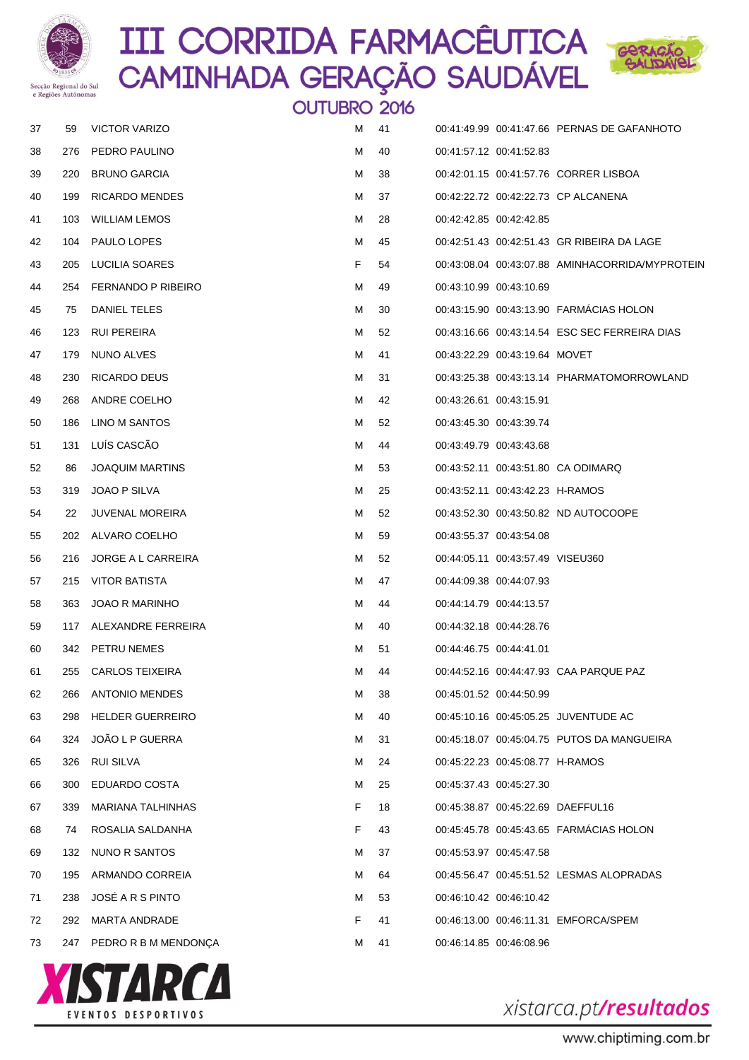# III CORRIDA FARMACÊUTICA
## CAMINHADA GERAÇÃO SAUDÁVEL
### OUTUBRO 2016

| | | | | | | | |
|---|---|---|---|---|---|---|---|
| 37 | 59 | VICTOR VARIZO | M | 41 | 00:41:49.99 | 00:41:47.66 | PERNAS DE GAFANHOTO |
| 38 | 276 | PEDRO PAULINO | M | 40 | 00:41:57.12 | 00:41:52.83 | |
| 39 | 220 | BRUNO GARCIA | M | 38 | 00:42:01.15 | 00:41:57.76 | CORRER LISBOA |
| 40 | 199 | RICARDO MENDES | M | 37 | 00:42:22.72 | 00:42:22.73 | CP ALCANENA |
| 41 | 103 | WILLIAM LEMOS | M | 28 | 00:42:42.85 | 00:42:42.85 | |
| 42 | 104 | PAULO LOPES | M | 45 | 00:42:51.43 | 00:42:51.43 | GR RIBEIRA DA LAGE |
| 43 | 205 | LUCILIA SOARES | F | 54 | 00:43:08.04 | 00:43:07.88 | AMINHACORRIDA/MYPROTEIN |
| 44 | 254 | FERNANDO P RIBEIRO | M | 49 | 00:43:10.99 | 00:43:10.69 | |
| 45 | 75 | DANIEL TELES | M | 30 | 00:43:15.90 | 00:43:13.90 | FARMÁCIAS HOLON |
| 46 | 123 | RUI PEREIRA | M | 52 | 00:43:16.66 | 00:43:14.54 | ESC SEC FERREIRA DIAS |
| 47 | 179 | NUNO ALVES | M | 41 | 00:43:22.29 | 00:43:19.64 | MOVET |
| 48 | 230 | RICARDO DEUS | M | 31 | 00:43:25.38 | 00:43:13.14 | PHARMATOMORROWLAND |
| 49 | 268 | ANDRE COELHO | M | 42 | 00:43:26.61 | 00:43:15.91 | |
| 50 | 186 | LINO M SANTOS | M | 52 | 00:43:45.30 | 00:43:39.74 | |
| 51 | 131 | LUÍS CASCÃO | M | 44 | 00:43:49.79 | 00:43:43.68 | |
| 52 | 86 | JOAQUIM MARTINS | M | 53 | 00:43:52.11 | 00:43:51.80 | CA ODIMARQ |
| 53 | 319 | JOAO P SILVA | M | 25 | 00:43:52.11 | 00:43:42.23 | H-RAMOS |
| 54 | 22 | JUVENAL MOREIRA | M | 52 | 00:43:52.30 | 00:43:50.82 | ND AUTOCOOPE |
| 55 | 202 | ALVARO COELHO | M | 59 | 00:43:55.37 | 00:43:54.08 | |
| 56 | 216 | JORGE A L CARREIRA | M | 52 | 00:44:05.11 | 00:43:57.49 | VISEU360 |
| 57 | 215 | VITOR BATISTA | M | 47 | 00:44:09.38 | 00:44:07.93 | |
| 58 | 363 | JOAO R MARINHO | M | 44 | 00:44:14.79 | 00:44:13.57 | |
| 59 | 117 | ALEXANDRE FERREIRA | M | 40 | 00:44:32.18 | 00:44:28.76 | |
| 60 | 342 | PETRU NEMES | M | 51 | 00:44:46.75 | 00:44:41.01 | |
| 61 | 255 | CARLOS TEIXEIRA | M | 44 | 00:44:52.16 | 00:44:47.93 | CAA PARQUE PAZ |
| 62 | 266 | ANTONIO MENDES | M | 38 | 00:45:01.52 | 00:44:50.99 | |
| 63 | 298 | HELDER GUERREIRO | M | 40 | 00:45:10.16 | 00:45:05.25 | JUVENTUDE AC |
| 64 | 324 | JOÃO L P GUERRA | M | 31 | 00:45:18.07 | 00:45:04.75 | PUTOS DA MANGUEIRA |
| 65 | 326 | RUI SILVA | M | 24 | 00:45:22.23 | 00:45:08.77 | H-RAMOS |
| 66 | 300 | EDUARDO COSTA | M | 25 | 00:45:37.43 | 00:45:27.30 | |
| 67 | 339 | MARIANA TALHINHAS | F | 18 | 00:45:38.87 | 00:45:22.69 | DAEFFUL16 |
| 68 | 74 | ROSALIA SALDANHA | F | 43 | 00:45:45.78 | 00:45:43.65 | FARMÁCIAS HOLON |
| 69 | 132 | NUNO R SANTOS | M | 37 | 00:45:53.97 | 00:45:47.58 | |
| 70 | 195 | ARMANDO CORREIA | M | 64 | 00:45:56.47 | 00:45:51.52 | LESMAS ALOPRADAS |
| 71 | 238 | JOSÉ A R S PINTO | M | 53 | 00:46:10.42 | 00:46:10.42 | |
| 72 | 292 | MARTA ANDRADE | F | 41 | 00:46:13.00 | 00:46:11.31 | EMFORCA/SPEM |
| 73 | 247 | PEDRO R B M MENDONÇA | M | 41 | 00:46:14.85 | 00:46:08.96 | |

XISTARCA EVENTOS DESPORTIVOS

xistarca.pt/resultados

www.chiptiming.com.br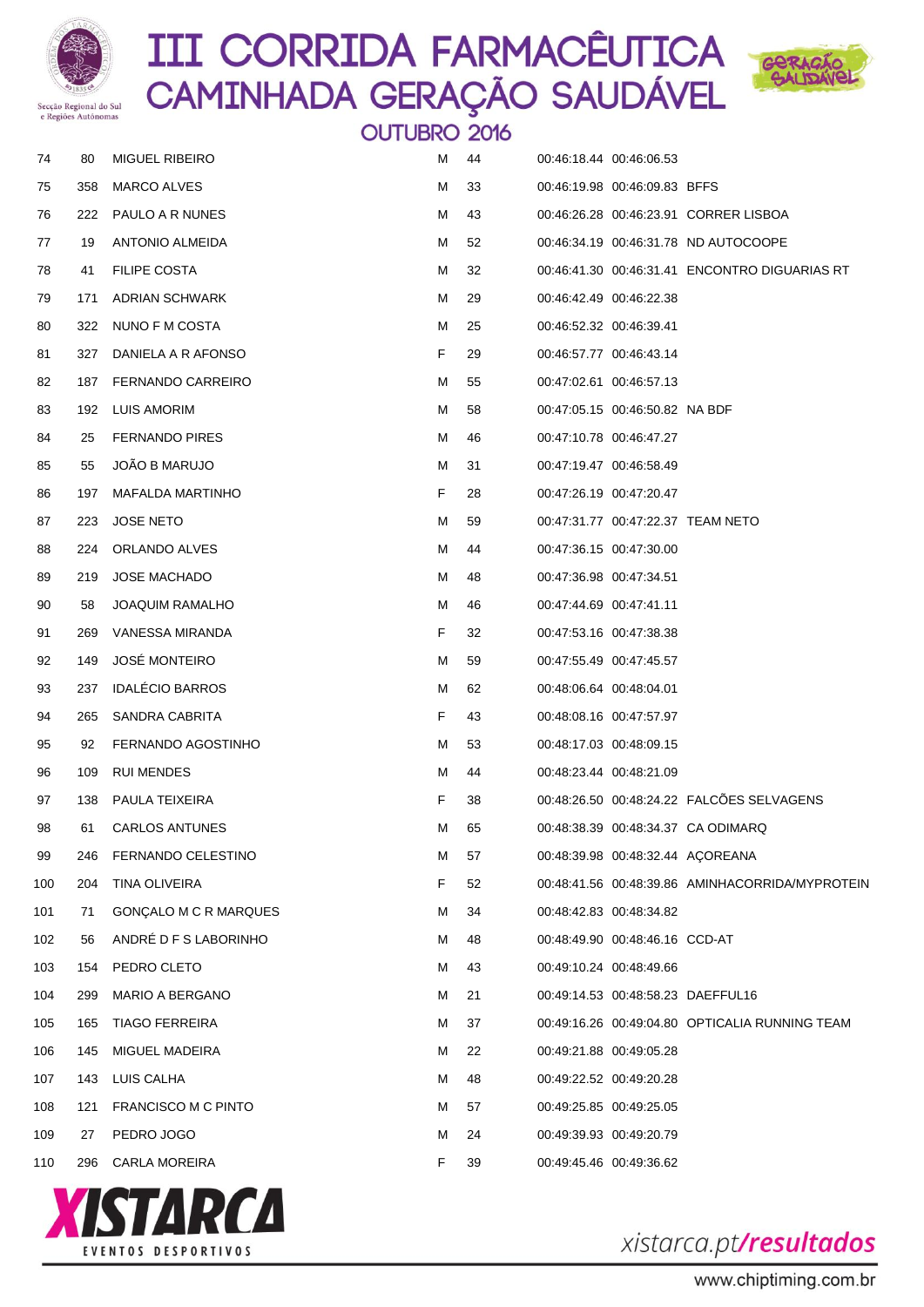# III CORRIDA FARMACÊUTICA
## CAMINHADA GERAÇÃO SAUDÁVEL
### OUTUBRO 2016

| | | | | | | | |
|---|---|---|---|---|---|---|---|
| 74 | 80 | MIGUEL RIBEIRO | M | 44 | 00:46:18.44 | 00:46:06.53 | |
| 75 | 358 | MARCO ALVES | M | 33 | 00:46:19.98 | 00:46:09.83 | BFFS |
| 76 | 222 | PAULO A R NUNES | M | 43 | 00:46:26.28 | 00:46:23.91 | CORRER LISBOA |
| 77 | 19 | ANTONIO ALMEIDA | M | 52 | 00:46:34.19 | 00:46:31.78 | ND AUTOCOOPE |
| 78 | 41 | FILIPE COSTA | M | 32 | 00:46:41.30 | 00:46:31.41 | ENCONTRO DIGUARIAS RT |
| 79 | 171 | ADRIAN SCHWARK | M | 29 | 00:46:42.49 | 00:46:22.38 | |
| 80 | 322 | NUNO F M COSTA | M | 25 | 00:46:52.32 | 00:46:39.41 | |
| 81 | 327 | DANIELA A R AFONSO | F | 29 | 00:46:57.77 | 00:46:43.14 | |
| 82 | 187 | FERNANDO CARREIRO | M | 55 | 00:47:02.61 | 00:46:57.13 | |
| 83 | 192 | LUIS AMORIM | M | 58 | 00:47:05.15 | 00:46:50.82 | NA BDF |
| 84 | 25 | FERNANDO PIRES | M | 46 | 00:47:10.78 | 00:46:47.27 | |
| 85 | 55 | JOÃO B MARUJO | M | 31 | 00:47:19.47 | 00:46:58.49 | |
| 86 | 197 | MAFALDA MARTINHO | F | 28 | 00:47:26.19 | 00:47:20.47 | |
| 87 | 223 | JOSE NETO | M | 59 | 00:47:31.77 | 00:47:22.37 | TEAM NETO |
| 88 | 224 | ORLANDO ALVES | M | 44 | 00:47:36.15 | 00:47:30.00 | |
| 89 | 219 | JOSE MACHADO | M | 48 | 00:47:36.98 | 00:47:34.51 | |
| 90 | 58 | JOAQUIM RAMALHO | M | 46 | 00:47:44.69 | 00:47:41.11 | |
| 91 | 269 | VANESSA MIRANDA | F | 32 | 00:47:53.16 | 00:47:38.38 | |
| 92 | 149 | JOSÉ MONTEIRO | M | 59 | 00:47:55.49 | 00:47:45.57 | |
| 93 | 237 | IDALÉCIO BARROS | M | 62 | 00:48:06.64 | 00:48:04.01 | |
| 94 | 265 | SANDRA CABRITA | F | 43 | 00:48:08.16 | 00:47:57.97 | |
| 95 | 92 | FERNANDO AGOSTINHO | M | 53 | 00:48:17.03 | 00:48:09.15 | |
| 96 | 109 | RUI MENDES | M | 44 | 00:48:23.44 | 00:48:21.09 | |
| 97 | 138 | PAULA TEIXEIRA | F | 38 | 00:48:26.50 | 00:48:24.22 | FALCÕES SELVAGENS |
| 98 | 61 | CARLOS ANTUNES | M | 65 | 00:48:38.39 | 00:48:34.37 | CA ODIMARQ |
| 99 | 246 | FERNANDO CELESTINO | M | 57 | 00:48:39.98 | 00:48:32.44 | AÇOREANA |
| 100 | 204 | TINA OLIVEIRA | F | 52 | 00:48:41.56 | 00:48:39.86 | AMINHACORRIDA/MYPROTEIN |
| 101 | 71 | GONÇALO M C R MARQUES | M | 34 | 00:48:42.83 | 00:48:34.82 | |
| 102 | 56 | ANDRÉ D F S LABORINHO | M | 48 | 00:48:49.90 | 00:48:46.16 | CCD-AT |
| 103 | 154 | PEDRO CLETO | M | 43 | 00:49:10.24 | 00:48:49.66 | |
| 104 | 299 | MARIO A BERGANO | M | 21 | 00:49:14.53 | 00:48:58.23 | DAEFFUL16 |
| 105 | 165 | TIAGO FERREIRA | M | 37 | 00:49:16.26 | 00:49:04.80 | OPTICALIA RUNNING TEAM |
| 106 | 145 | MIGUEL MADEIRA | M | 22 | 00:49:21.88 | 00:49:05.28 | |
| 107 | 143 | LUIS CALHA | M | 48 | 00:49:22.52 | 00:49:20.28 | |
| 108 | 121 | FRANCISCO M C PINTO | M | 57 | 00:49:25.85 | 00:49:25.05 | |
| 109 | 27 | PEDRO JOGO | M | 24 | 00:49:39.93 | 00:49:20.79 | |
| 110 | 296 | CARLA MOREIRA | F | 39 | 00:49:45.46 | 00:49:36.62 | |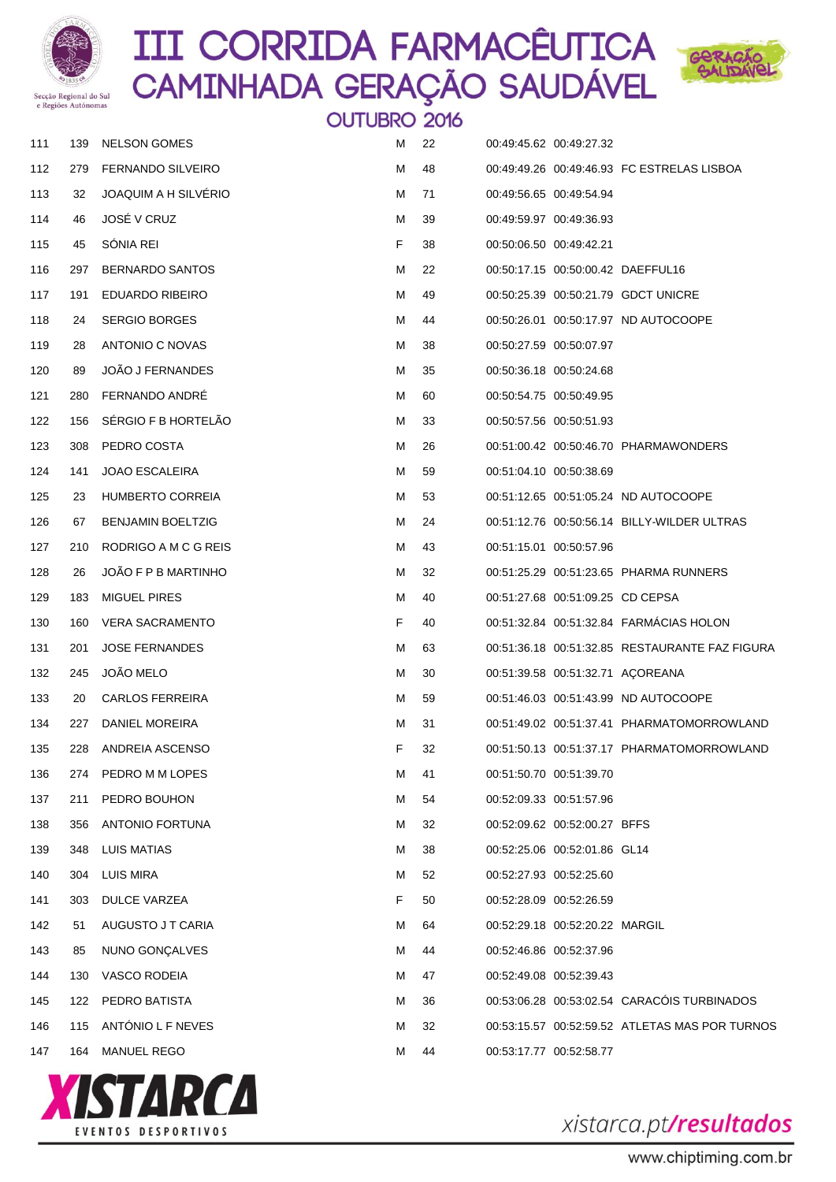# III CORRIDA FARMACÊUTICA
## CAMINHADA GERAÇÃO SAUDÁVEL
### OUTUBRO 2016

| | | | | | | | |
|---|---|---|---|---|---|---|---|
| 111 | 139 | NELSON GOMES | M | 22 | 00:49:45.62 | 00:49:27.32 | |
| 112 | 279 | FERNANDO SILVEIRO | M | 48 | 00:49:49.26 | 00:49:46.93 | FC ESTRELAS LISBOA |
| 113 | 32 | JOAQUIM A H SILVÉRIO | M | 71 | 00:49:56.65 | 00:49:54.94 | |
| 114 | 46 | JOSÉ V CRUZ | M | 39 | 00:49:59.97 | 00:49:36.93 | |
| 115 | 45 | SÓNIA REI | F | 38 | 00:50:06.50 | 00:49:42.21 | |
| 116 | 297 | BERNARDO SANTOS | M | 22 | 00:50:17.15 | 00:50:00.42 | DAEFFUL16 |
| 117 | 191 | EDUARDO RIBEIRO | M | 49 | 00:50:25.39 | 00:50:21.79 | GDCT UNICRE |
| 118 | 24 | SERGIO BORGES | M | 44 | 00:50:26.01 | 00:50:17.97 | ND AUTOCOOPE |
| 119 | 28 | ANTONIO C NOVAS | M | 38 | 00:50:27.59 | 00:50:07.97 | |
| 120 | 89 | JOÃO J FERNANDES | M | 35 | 00:50:36.18 | 00:50:24.68 | |
| 121 | 280 | FERNANDO ANDRÉ | M | 60 | 00:50:54.75 | 00:50:49.95 | |
| 122 | 156 | SÉRGIO F B HORTELÃO | M | 33 | 00:50:57.56 | 00:50:51.93 | |
| 123 | 308 | PEDRO COSTA | M | 26 | 00:51:00.42 | 00:50:46.70 | PHARMAWONDERS |
| 124 | 141 | JOAO ESCALEIRA | M | 59 | 00:51:04.10 | 00:50:38.69 | |
| 125 | 23 | HUMBERTO CORREIA | M | 53 | 00:51:12.65 | 00:51:05.24 | ND AUTOCOOPE |
| 126 | 67 | BENJAMIN BOELTZIG | M | 24 | 00:51:12.76 | 00:50:56.14 | BILLY-WILDER ULTRAS |
| 127 | 210 | RODRIGO A M C G REIS | M | 43 | 00:51:15.01 | 00:50:57.96 | |
| 128 | 26 | JOÃO F P B MARTINHO | M | 32 | 00:51:25.29 | 00:51:23.65 | PHARMA RUNNERS |
| 129 | 183 | MIGUEL PIRES | M | 40 | 00:51:27.68 | 00:51:09.25 | CD CEPSA |
| 130 | 160 | VERA SACRAMENTO | F | 40 | 00:51:32.84 | 00:51:32.84 | FARMÁCIAS HOLON |
| 131 | 201 | JOSE FERNANDES | M | 63 | 00:51:36.18 | 00:51:32.85 | RESTAURANTE FAZ FIGURA |
| 132 | 245 | JOÃO MELO | M | 30 | 00:51:39.58 | 00:51:32.71 | AÇOREANA |
| 133 | 20 | CARLOS FERREIRA | M | 59 | 00:51:46.03 | 00:51:43.99 | ND AUTOCOOPE |
| 134 | 227 | DANIEL MOREIRA | M | 31 | 00:51:49.02 | 00:51:37.41 | PHARMATOMORROWLAND |
| 135 | 228 | ANDREIA ASCENSO | F | 32 | 00:51:50.13 | 00:51:37.17 | PHARMATOMORROWLAND |
| 136 | 274 | PEDRO M M LOPES | M | 41 | 00:51:50.70 | 00:51:39.70 | |
| 137 | 211 | PEDRO BOUHON | M | 54 | 00:52:09.33 | 00:51:57.96 | |
| 138 | 356 | ANTONIO FORTUNA | M | 32 | 00:52:09.62 | 00:52:00.27 | BFFS |
| 139 | 348 | LUIS MATIAS | M | 38 | 00:52:25.06 | 00:52:01.86 | GL14 |
| 140 | 304 | LUIS MIRA | M | 52 | 00:52:27.93 | 00:52:25.60 | |
| 141 | 303 | DULCE VARZEA | F | 50 | 00:52:28.09 | 00:52:26.59 | |
| 142 | 51 | AUGUSTO J T CARIA | M | 64 | 00:52:29.18 | 00:52:20.22 | MARGIL |
| 143 | 85 | NUNO GONÇALVES | M | 44 | 00:52:46.86 | 00:52:37.96 | |
| 144 | 130 | VASCO RODEIA | M | 47 | 00:52:49.08 | 00:52:39.43 | |
| 145 | 122 | PEDRO BATISTA | M | 36 | 00:53:06.28 | 00:53:02.54 | CARACÓIS TURBINADOS |
| 146 | 115 | ANTÓNIO L F NEVES | M | 32 | 00:53:15.57 | 00:52:59.52 | ATLETAS MAS POR TURNOS |
| 147 | 164 | MANUEL REGO | M | 44 | 00:53:17.77 | 00:52:58.77 | |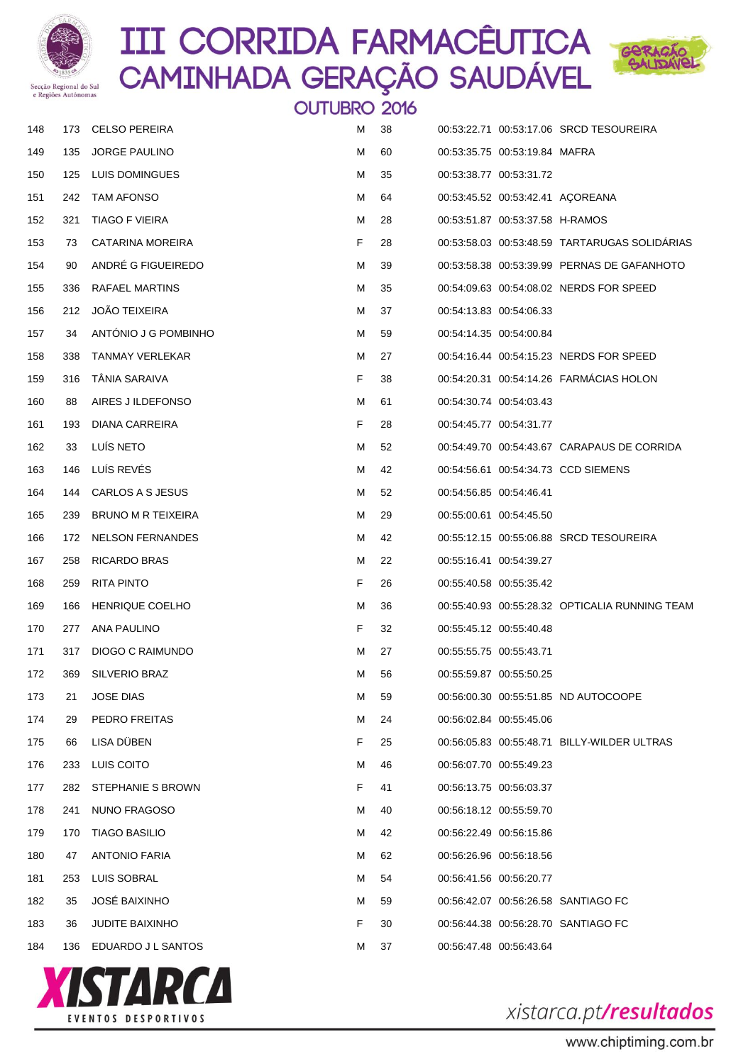# III CORRIDA FARMACÊUTICA
## CAMINHADA GERAÇÃO SAUDÁVEL
### OUTUBRO 2016

| | | | | | | | |
|---|---|---|---|---|---|---|---|
| 148 | 173 | CELSO PEREIRA | M | 38 | 00:53:22.71 | 00:53:17.06 | SRCD TESOUREIRA |
| 149 | 135 | JORGE PAULINO | M | 60 | 00:53:35.75 | 00:53:19.84 | MAFRA |
| 150 | 125 | LUIS DOMINGUES | M | 35 | 00:53:38.77 | 00:53:31.72 | |
| 151 | 242 | TAM AFONSO | M | 64 | 00:53:45.52 | 00:53:42.41 | AÇOREANA |
| 152 | 321 | TIAGO F VIEIRA | M | 28 | 00:53:51.87 | 00:53:37.58 | H-RAMOS |
| 153 | 73 | CATARINA MOREIRA | F | 28 | 00:53:58.03 | 00:53:48.59 | TARTARUGAS SOLIDÁRIAS |
| 154 | 90 | ANDRÉ G FIGUEIREDO | M | 39 | 00:53:58.38 | 00:53:39.99 | PERNAS DE GAFANHOTO |
| 155 | 336 | RAFAEL MARTINS | M | 35 | 00:54:09.63 | 00:54:08.02 | NERDS FOR SPEED |
| 156 | 212 | JOÃO TEIXEIRA | M | 37 | 00:54:13.83 | 00:54:06.33 | |
| 157 | 34 | ANTÓNIO J G POMBINHO | M | 59 | 00:54:14.35 | 00:54:00.84 | |
| 158 | 338 | TANMAY VERLEKAR | M | 27 | 00:54:16.44 | 00:54:15.23 | NERDS FOR SPEED |
| 159 | 316 | TÂNIA SARAIVA | F | 38 | 00:54:20.31 | 00:54:14.26 | FARMÁCIAS HOLON |
| 160 | 88 | AIRES J ILDEFONSO | M | 61 | 00:54:30.74 | 00:54:03.43 | |
| 161 | 193 | DIANA CARREIRA | F | 28 | 00:54:45.77 | 00:54:31.77 | |
| 162 | 33 | LUÍS NETO | M | 52 | 00:54:49.70 | 00:54:43.67 | CARAPAUS DE CORRIDA |
| 163 | 146 | LUÍS REVÉS | M | 42 | 00:54:56.61 | 00:54:34.73 | CCD SIEMENS |
| 164 | 144 | CARLOS A S JESUS | M | 52 | 00:54:56.85 | 00:54:46.41 | |
| 165 | 239 | BRUNO M R TEIXEIRA | M | 29 | 00:55:00.61 | 00:54:45.50 | |
| 166 | 172 | NELSON FERNANDES | M | 42 | 00:55:12.15 | 00:55:06.88 | SRCD TESOUREIRA |
| 167 | 258 | RICARDO BRAS | M | 22 | 00:55:16.41 | 00:54:39.27 | |
| 168 | 259 | RITA PINTO | F | 26 | 00:55:40.58 | 00:55:35.42 | |
| 169 | 166 | HENRIQUE COELHO | M | 36 | 00:55:40.93 | 00:55:28.32 | OPTICALIA RUNNING TEAM |
| 170 | 277 | ANA PAULINO | F | 32 | 00:55:45.12 | 00:55:40.48 | |
| 171 | 317 | DIOGO C RAIMUNDO | M | 27 | 00:55:55.75 | 00:55:43.71 | |
| 172 | 369 | SILVERIO BRAZ | M | 56 | 00:55:59.87 | 00:55:50.25 | |
| 173 | 21 | JOSE DIAS | M | 59 | 00:56:00.30 | 00:55:51.85 | ND AUTOCOOPE |
| 174 | 29 | PEDRO FREITAS | M | 24 | 00:56:02.84 | 00:55:45.06 | |
| 175 | 66 | LISA DÜBEN | F | 25 | 00:56:05.83 | 00:55:48.71 | BILLY-WILDER ULTRAS |
| 176 | 233 | LUIS COITO | M | 46 | 00:56:07.70 | 00:55:49.23 | |
| 177 | 282 | STEPHANIE S BROWN | F | 41 | 00:56:13.75 | 00:56:03.37 | |
| 178 | 241 | NUNO FRAGOSO | M | 40 | 00:56:18.12 | 00:55:59.70 | |
| 179 | 170 | TIAGO BASILIO | M | 42 | 00:56:22.49 | 00:56:15.86 | |
| 180 | 47 | ANTONIO FARIA | M | 62 | 00:56:26.96 | 00:56:18.56 | |
| 181 | 253 | LUIS SOBRAL | M | 54 | 00:56:41.56 | 00:56:20.77 | |
| 182 | 35 | JOSÉ BAIXINHO | M | 59 | 00:56:42.07 | 00:56:26.58 | SANTIAGO FC |
| 183 | 36 | JUDITE BAIXINHO | F | 30 | 00:56:44.38 | 00:56:28.70 | SANTIAGO FC |
| 184 | 136 | EDUARDO J L SANTOS | M | 37 | 00:56:47.48 | 00:56:43.64 | |

xistarca.pt/resultados

www.chiptiming.com.br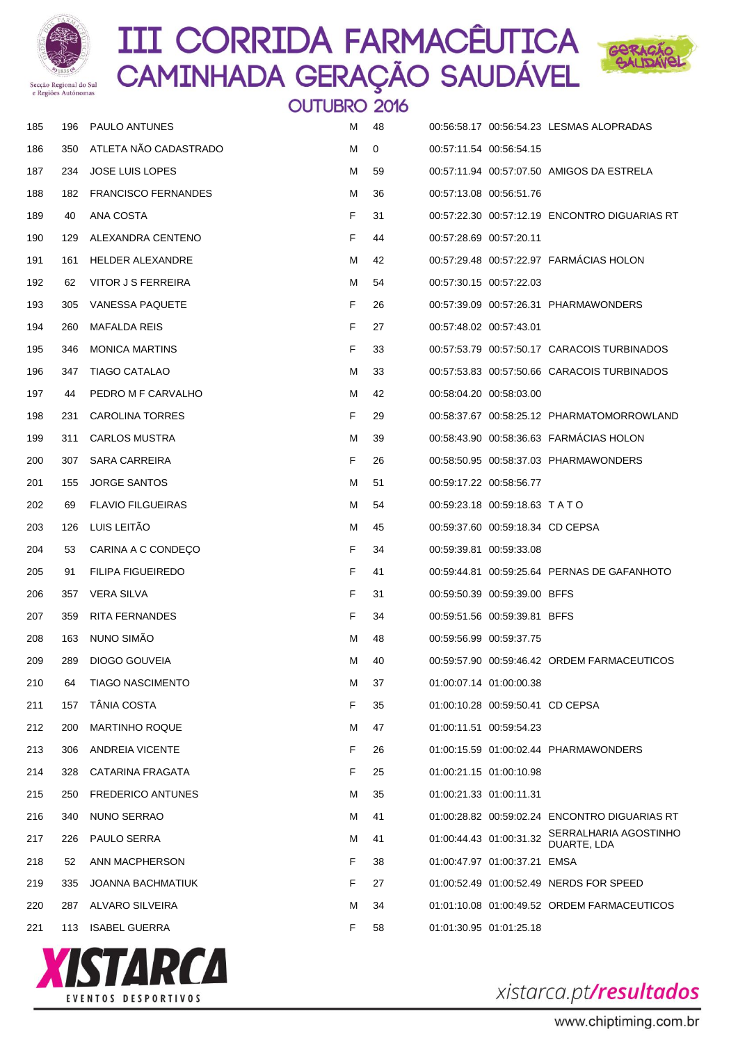# III CORRIDA FARMACÊUTICA
## CAMINHADA GERAÇÃO SAUDÁVEL
### OUTUBRO 2016

| | | | | | | | |
|---|---|---|---|---|---|---|---|
| 185 | 196 | PAULO ANTUNES | M | 48 | 00:56:58.17 | 00:56:54.23 | LESMAS ALOPRADAS |
| 186 | 350 | ATLETA NÃO CADASTRADO | M | 0 | 00:57:11.54 | 00:56:54.15 | |
| 187 | 234 | JOSE LUIS LOPES | M | 59 | 00:57:11.94 | 00:57:07.50 | AMIGOS DA ESTRELA |
| 188 | 182 | FRANCISCO FERNANDES | M | 36 | 00:57:13.08 | 00:56:51.76 | |
| 189 | 40 | ANA COSTA | F | 31 | 00:57:22.30 | 00:57:12.19 | ENCONTRO DIGUARIAS RT |
| 190 | 129 | ALEXANDRA CENTENO | F | 44 | 00:57:28.69 | 00:57:20.11 | |
| 191 | 161 | HELDER ALEXANDRE | M | 42 | 00:57:29.48 | 00:57:22.97 | FARMÁCIAS HOLON |
| 192 | 62 | VITOR J S FERREIRA | M | 54 | 00:57:30.15 | 00:57:22.03 | |
| 193 | 305 | VANESSA PAQUETE | F | 26 | 00:57:39.09 | 00:57:26.31 | PHARMAWONDERS |
| 194 | 260 | MAFALDA REIS | F | 27 | 00:57:48.02 | 00:57:43.01 | |
| 195 | 346 | MONICA MARTINS | F | 33 | 00:57:53.79 | 00:57:50.17 | CARACOIS TURBINADOS |
| 196 | 347 | TIAGO CATALAO | M | 33 | 00:57:53.83 | 00:57:50.66 | CARACOIS TURBINADOS |
| 197 | 44 | PEDRO M F CARVALHO | M | 42 | 00:58:04.20 | 00:58:03.00 | |
| 198 | 231 | CAROLINA TORRES | F | 29 | 00:58:37.67 | 00:58:25.12 | PHARMATOMORROWLAND |
| 199 | 311 | CARLOS MUSTRA | M | 39 | 00:58:43.90 | 00:58:36.63 | FARMÁCIAS HOLON |
| 200 | 307 | SARA CARREIRA | F | 26 | 00:58:50.95 | 00:58:37.03 | PHARMAWONDERS |
| 201 | 155 | JORGE SANTOS | M | 51 | 00:59:17.22 | 00:58:56.77 | |
| 202 | 69 | FLAVIO FILGUEIRAS | M | 54 | 00:59:23.18 | 00:59:18.63 | T A T O |
| 203 | 126 | LUIS LEITÃO | M | 45 | 00:59:37.60 | 00:59:18.34 | CD CEPSA |
| 204 | 53 | CARINA A C CONDEÇO | F | 34 | 00:59:39.81 | 00:59:33.08 | |
| 205 | 91 | FILIPA FIGUEIREDO | F | 41 | 00:59:44.81 | 00:59:25.64 | PERNAS DE GAFANHOTO |
| 206 | 357 | VERA SILVA | F | 31 | 00:59:50.39 | 00:59:39.00 | BFFS |
| 207 | 359 | RITA FERNANDES | F | 34 | 00:59:51.56 | 00:59:39.81 | BFFS |
| 208 | 163 | NUNO SIMÃO | M | 48 | 00:59:56.99 | 00:59:37.75 | |
| 209 | 289 | DIOGO GOUVEIA | M | 40 | 00:59:57.90 | 00:59:46.42 | ORDEM FARMACEUTICOS |
| 210 | 64 | TIAGO NASCIMENTO | M | 37 | 01:00:07.14 | 01:00:00.38 | |
| 211 | 157 | TÂNIA COSTA | F | 35 | 01:00:10.28 | 00:59:50.41 | CD CEPSA |
| 212 | 200 | MARTINHO ROQUE | M | 47 | 01:00:11.51 | 00:59:54.23 | |
| 213 | 306 | ANDREIA VICENTE | F | 26 | 01:00:15.59 | 01:00:02.44 | PHARMAWONDERS |
| 214 | 328 | CATARINA FRAGATA | F | 25 | 01:00:21.15 | 01:00:10.98 | |
| 215 | 250 | FREDERICO ANTUNES | M | 35 | 01:00:21.33 | 01:00:11.31 | |
| 216 | 340 | NUNO SERRAO | M | 41 | 01:00:28.82 | 00:59:02.24 | ENCONTRO DIGUARIAS RT |
| 217 | 226 | PAULO SERRA | M | 41 | 01:00:44.43 | 01:00:31.32 | SERRALHARIA AGOSTINHO DUARTE, LDA |
| 218 | 52 | ANN MACPHERSON | F | 38 | 01:00:47.97 | 01:00:37.21 | EMSA |
| 219 | 335 | JOANNA BACHMATIUK | F | 27 | 01:00:52.49 | 01:00:52.49 | NERDS FOR SPEED |
| 220 | 287 | ALVARO SILVEIRA | M | 34 | 01:01:10.08 | 01:00:49.52 | ORDEM FARMACEUTICOS |
| 221 | 113 | ISABEL GUERRA | F | 58 | 01:01:30.95 | 01:01:25.18 | |

XISTARCA EVENTOS DESPORTIVOS

xistarca.pt/resultados

www.chiptiming.com.br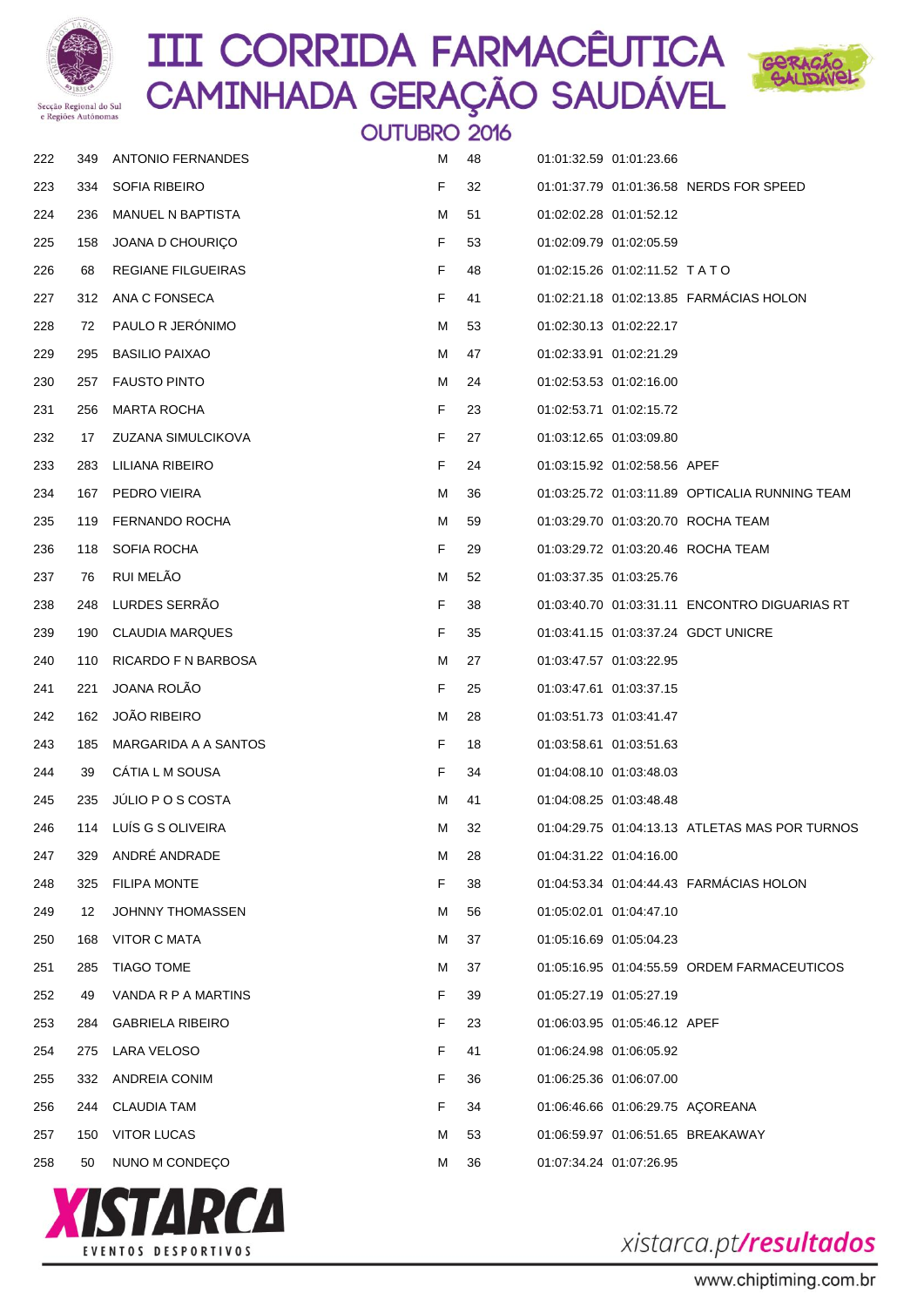# III CORRIDA FARMACÊUTICA
## CAMINHADA GERAÇÃO SAUDÁVEL
### OUTUBRO 2016

| | | | | | | | |
|---|---|---|---|---|---|---|---|
| 222 | 349 | ANTONIO FERNANDES | M | 48 | 01:01:32.59 | 01:01:23.66 | |
| 223 | 334 | SOFIA RIBEIRO | F | 32 | 01:01:37.79 | 01:01:36.58 | NERDS FOR SPEED |
| 224 | 236 | MANUEL N BAPTISTA | M | 51 | 01:02:02.28 | 01:01:52.12 | |
| 225 | 158 | JOANA D CHOURIÇO | F | 53 | 01:02:09.79 | 01:02:05.59 | |
| 226 | 68 | REGIANE FILGUEIRAS | F | 48 | 01:02:15.26 | 01:02:11.52 | T A T O |
| 227 | 312 | ANA C FONSECA | F | 41 | 01:02:21.18 | 01:02:13.85 | FARMÁCIAS HOLON |
| 228 | 72 | PAULO R JERÓNIMO | M | 53 | 01:02:30.13 | 01:02:22.17 | |
| 229 | 295 | BASILIO PAIXAO | M | 47 | 01:02:33.91 | 01:02:21.29 | |
| 230 | 257 | FAUSTO PINTO | M | 24 | 01:02:53.53 | 01:02:16.00 | |
| 231 | 256 | MARTA ROCHA | F | 23 | 01:02:53.71 | 01:02:15.72 | |
| 232 | 17 | ZUZANA SIMULCIKOVA | F | 27 | 01:03:12.65 | 01:03:09.80 | |
| 233 | 283 | LILIANA RIBEIRO | F | 24 | 01:03:15.92 | 01:02:58.56 | APEF |
| 234 | 167 | PEDRO VIEIRA | M | 36 | 01:03:25.72 | 01:03:11.89 | OPTICALIA RUNNING TEAM |
| 235 | 119 | FERNANDO ROCHA | M | 59 | 01:03:29.70 | 01:03:20.70 | ROCHA TEAM |
| 236 | 118 | SOFIA ROCHA | F | 29 | 01:03:29.72 | 01:03:20.46 | ROCHA TEAM |
| 237 | 76 | RUI MELÃO | M | 52 | 01:03:37.35 | 01:03:25.76 | |
| 238 | 248 | LURDES SERRÃO | F | 38 | 01:03:40.70 | 01:03:31.11 | ENCONTRO DIGUARIAS RT |
| 239 | 190 | CLAUDIA MARQUES | F | 35 | 01:03:41.15 | 01:03:37.24 | GDCT UNICRE |
| 240 | 110 | RICARDO F N BARBOSA | M | 27 | 01:03:47.57 | 01:03:22.95 | |
| 241 | 221 | JOANA ROLÃO | F | 25 | 01:03:47.61 | 01:03:37.15 | |
| 242 | 162 | JOÃO RIBEIRO | M | 28 | 01:03:51.73 | 01:03:41.47 | |
| 243 | 185 | MARGARIDA A A SANTOS | F | 18 | 01:03:58.61 | 01:03:51.63 | |
| 244 | 39 | CÁTIA L M SOUSA | F | 34 | 01:04:08.10 | 01:03:48.03 | |
| 245 | 235 | JÚLIO P O S COSTA | M | 41 | 01:04:08.25 | 01:03:48.48 | |
| 246 | 114 | LUÍS G S OLIVEIRA | M | 32 | 01:04:29.75 | 01:04:13.13 | ATLETAS MAS POR TURNOS |
| 247 | 329 | ANDRÉ ANDRADE | M | 28 | 01:04:31.22 | 01:04:16.00 | |
| 248 | 325 | FILIPA MONTE | F | 38 | 01:04:53.34 | 01:04:44.43 | FARMÁCIAS HOLON |
| 249 | 12 | JOHNNY THOMASSEN | M | 56 | 01:05:02.01 | 01:04:47.10 | |
| 250 | 168 | VITOR C MATA | M | 37 | 01:05:16.69 | 01:05:04.23 | |
| 251 | 285 | TIAGO TOME | M | 37 | 01:05:16.95 | 01:04:55.59 | ORDEM FARMACEUTICOS |
| 252 | 49 | VANDA R P A MARTINS | F | 39 | 01:05:27.19 | 01:05:27.19 | |
| 253 | 284 | GABRIELA RIBEIRO | F | 23 | 01:06:03.95 | 01:05:46.12 | APEF |
| 254 | 275 | LARA VELOSO | F | 41 | 01:06:24.98 | 01:06:05.92 | |
| 255 | 332 | ANDREIA CONIM | F | 36 | 01:06:25.36 | 01:06:07.00 | |
| 256 | 244 | CLAUDIA TAM | F | 34 | 01:06:46.66 | 01:06:29.75 | AÇOREANA |
| 257 | 150 | VITOR LUCAS | M | 53 | 01:06:59.97 | 01:06:51.65 | BREAKAWAY |
| 258 | 50 | NUNO M CONDEÇO | M | 36 | 01:07:34.24 | 01:07:26.95 | |

XISTARCA EVENTOS DESPORTIVOS

xistarca.pt/resultados

www.chiptiming.com.br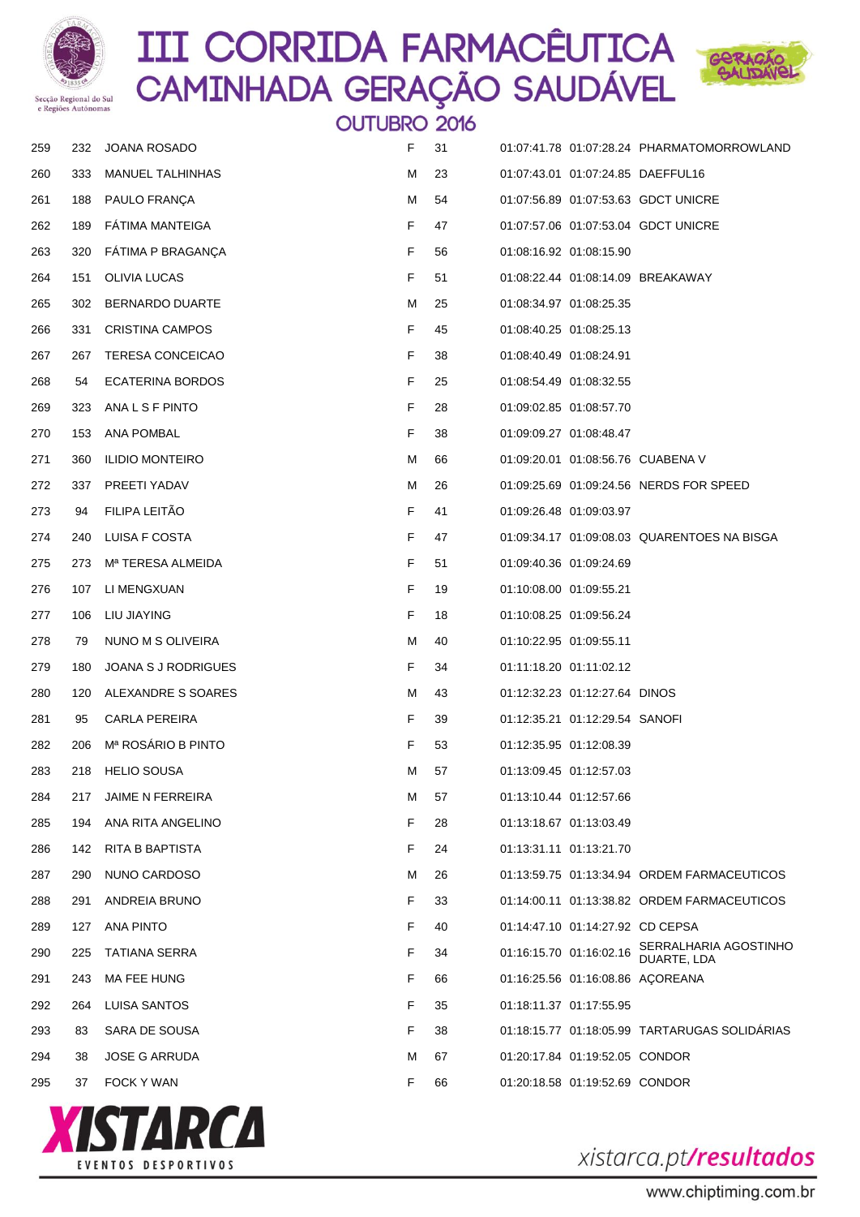# III CORRIDA FARMACÊUTICA
## CAMINHADA GERAÇÃO SAUDÁVEL
### OUTUBRO 2016

| | | | | | | | |
|---|---|---|---|---|---|---|---|
| 259 | 232 | JOANA ROSADO | F | 31 | 01:07:41.78 | 01:07:28.24 | PHARMATOMORROWLAND |
| 260 | 333 | MANUEL TALHINHAS | M | 23 | 01:07:43.01 | 01:07:24.85 | DAEFFUL16 |
| 261 | 188 | PAULO FRANÇA | M | 54 | 01:07:56.89 | 01:07:53.63 | GDCT UNICRE |
| 262 | 189 | FÁTIMA MANTEIGA | F | 47 | 01:07:57.06 | 01:07:53.04 | GDCT UNICRE |
| 263 | 320 | FÁTIMA P BRAGANÇA | F | 56 | 01:08:16.92 | 01:08:15.90 | |
| 264 | 151 | OLIVIA LUCAS | F | 51 | 01:08:22.44 | 01:08:14.09 | BREAKAWAY |
| 265 | 302 | BERNARDO DUARTE | M | 25 | 01:08:34.97 | 01:08:25.35 | |
| 266 | 331 | CRISTINA CAMPOS | F | 45 | 01:08:40.25 | 01:08:25.13 | |
| 267 | 267 | TERESA CONCEICAO | F | 38 | 01:08:40.49 | 01:08:24.91 | |
| 268 | 54 | ECATERINA BORDOS | F | 25 | 01:08:54.49 | 01:08:32.55 | |
| 269 | 323 | ANA L S F PINTO | F | 28 | 01:09:02.85 | 01:08:57.70 | |
| 270 | 153 | ANA POMBAL | F | 38 | 01:09:09.27 | 01:08:48.47 | |
| 271 | 360 | ILIDIO MONTEIRO | M | 66 | 01:09:20.01 | 01:08:56.76 | CUABENA V |
| 272 | 337 | PREETI YADAV | M | 26 | 01:09:25.69 | 01:09:24.56 | NERDS FOR SPEED |
| 273 | 94 | FILIPA LEITÃO | F | 41 | 01:09:26.48 | 01:09:03.97 | |
| 274 | 240 | LUISA F COSTA | F | 47 | 01:09:34.17 | 01:09:08.03 | QUARENTOES NA BISGA |
| 275 | 273 | Mª TERESA ALMEIDA | F | 51 | 01:09:40.36 | 01:09:24.69 | |
| 276 | 107 | LI MENGXUAN | F | 19 | 01:10:08.00 | 01:09:55.21 | |
| 277 | 106 | LIU JIAYING | F | 18 | 01:10:08.25 | 01:09:56.24 | |
| 278 | 79 | NUNO M S OLIVEIRA | M | 40 | 01:10:22.95 | 01:09:55.11 | |
| 279 | 180 | JOANA S J RODRIGUES | F | 34 | 01:11:18.20 | 01:11:02.12 | |
| 280 | 120 | ALEXANDRE S SOARES | M | 43 | 01:12:32.23 | 01:12:27.64 | DINOS |
| 281 | 95 | CARLA PEREIRA | F | 39 | 01:12:35.21 | 01:12:29.54 | SANOFI |
| 282 | 206 | Mª ROSÁRIO B PINTO | F | 53 | 01:12:35.95 | 01:12:08.39 | |
| 283 | 218 | HELIO SOUSA | M | 57 | 01:13:09.45 | 01:12:57.03 | |
| 284 | 217 | JAIME N FERREIRA | M | 57 | 01:13:10.44 | 01:12:57.66 | |
| 285 | 194 | ANA RITA ANGELINO | F | 28 | 01:13:18.67 | 01:13:03.49 | |
| 286 | 142 | RITA B BAPTISTA | F | 24 | 01:13:31.11 | 01:13:21.70 | |
| 287 | 290 | NUNO CARDOSO | M | 26 | 01:13:59.75 | 01:13:34.94 | ORDEM FARMACEUTICOS |
| 288 | 291 | ANDREIA BRUNO | F | 33 | 01:14:00.11 | 01:13:38.82 | ORDEM FARMACEUTICOS |
| 289 | 127 | ANA PINTO | F | 40 | 01:14:47.10 | 01:14:27.92 | CD CEPSA |
| 290 | 225 | TATIANA SERRA | F | 34 | 01:16:15.70 | 01:16:02.16 | SERRALHARIA AGOSTINHO DUARTE, LDA |
| 291 | 243 | MA FEE HUNG | F | 66 | 01:16:25.56 | 01:16:08.86 | AÇOREANA |
| 292 | 264 | LUISA SANTOS | F | 35 | 01:18:11.37 | 01:17:55.95 | |
| 293 | 83 | SARA DE SOUSA | F | 38 | 01:18:15.77 | 01:18:05.99 | TARTARUGAS SOLIDÁRIAS |
| 294 | 38 | JOSE G ARRUDA | M | 67 | 01:20:17.84 | 01:19:52.05 | CONDOR |
| 295 | 37 | FOCK Y WAN | F | 66 | 01:20:18.58 | 01:19:52.69 | CONDOR |

XISTARCA EVENTOS DESPORTIVOS

xistarca.pt/resultados

www.chiptiming.com.br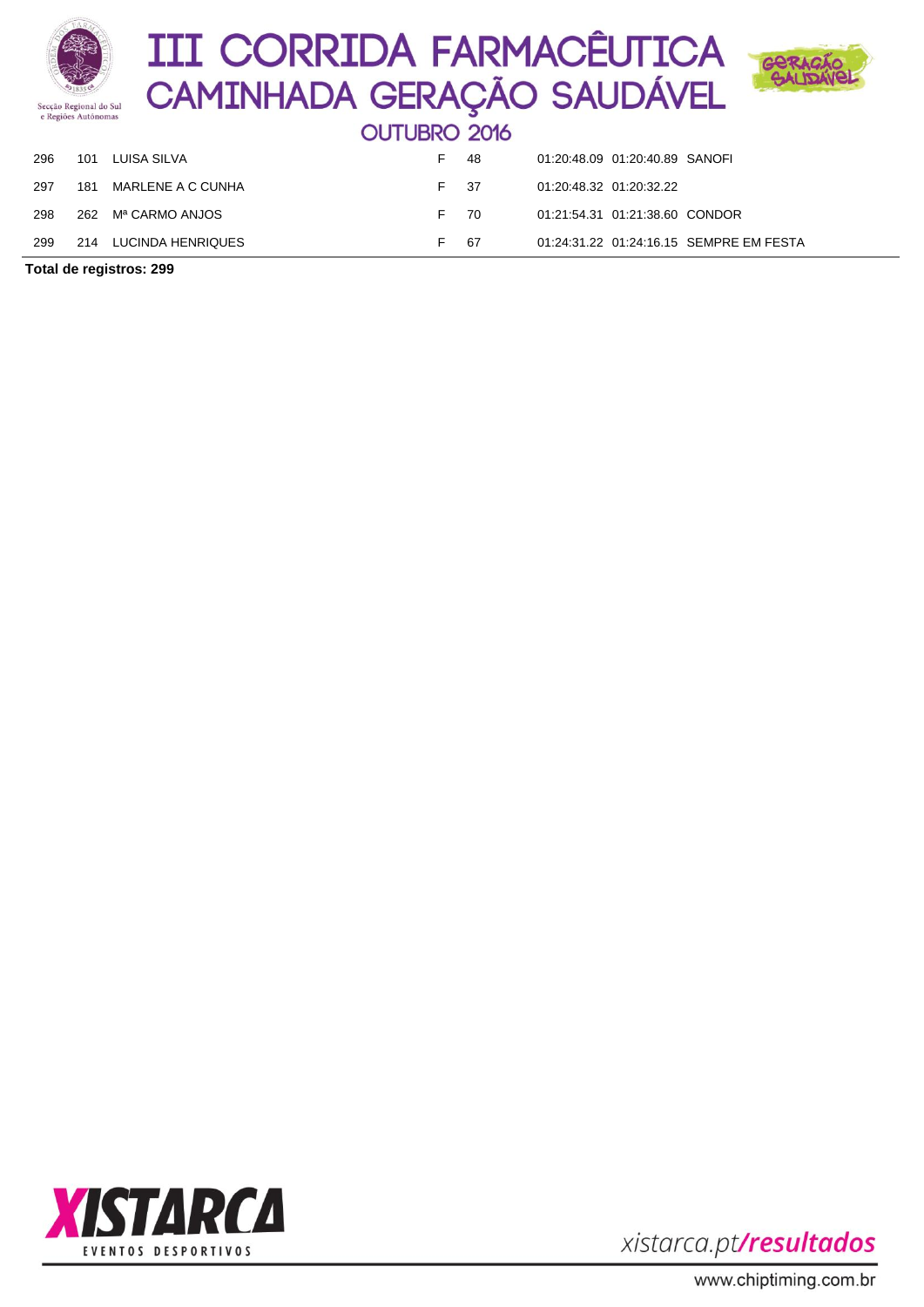# III CORRIDA FARMACÊUTICA
# CAMINHADA GERAÇÃO SAUDÁVEL

## OUTUBRO 2016

| | | | | | | | |
|---|---|---|---|---|---|---|---|
| 296 | 101 | LUISA SILVA | F | 48 | 01:20:48.09 | 01:20:40.89 | SANOFI |
| 297 | 181 | MARLENE A C CUNHA | F | 37 | 01:20:48.32 | 01:20:32.22 | |
| 298 | 262 | Mª CARMO ANJOS | F | 70 | 01:21:54.31 | 01:21:38.60 | CONDOR |
| 299 | 214 | LUCINDA HENRIQUES | F | 67 | 01:24:31.22 | 01:24:16.15 | SEMPRE EM FESTA |

**Total de registros: 299**